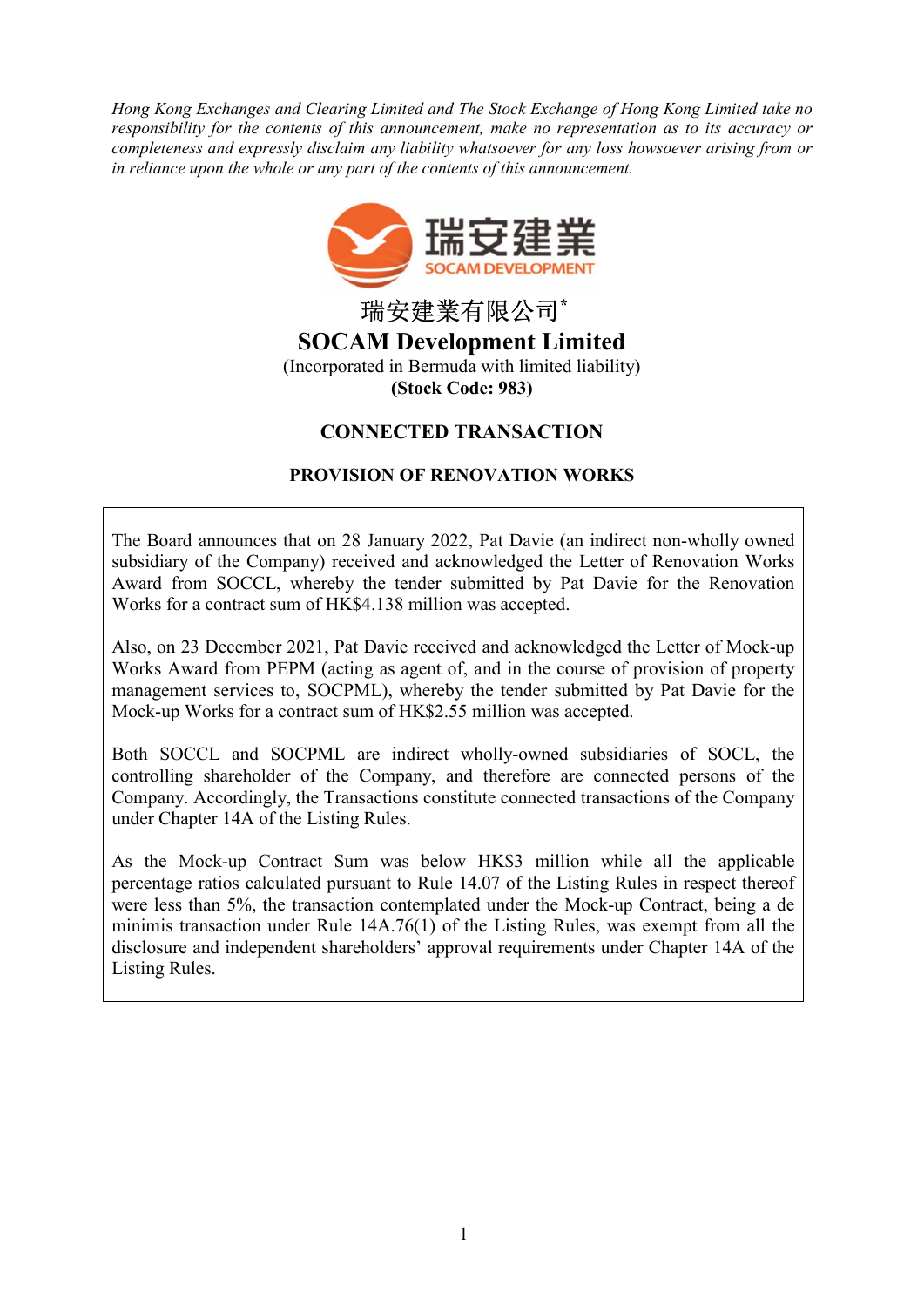*Hong Kong Exchanges and Clearing Limited and The Stock Exchange of Hong Kong Limited take no responsibility for the contents of this announcement, make no representation as to its accuracy or completeness and expressly disclaim any liability whatsoever for any loss howsoever arising from or in reliance upon the whole or any part of the contents of this announcement.*

瑞安建業
SOCAM DEVELOPMENT

瑞安建業有限公司*

# SOCAM Development Limited

(Incorporated in Bermuda with limited liability)

**(Stock Code: 983)**

## CONNECTED TRANSACTION

## PROVISION OF RENOVATION WORKS

The Board announces that on 28 January 2022, Pat Davie (an indirect non-wholly owned subsidiary of the Company) received and acknowledged the Letter of Renovation Works Award from SOCCL, whereby the tender submitted by Pat Davie for the Renovation Works for a contract sum of HK$4.138 million was accepted.

Also, on 23 December 2021, Pat Davie received and acknowledged the Letter of Mock-up Works Award from PEPM (acting as agent of, and in the course of provision of property management services to, SOCPML), whereby the tender submitted by Pat Davie for the Mock-up Works for a contract sum of HK$2.55 million was accepted.

Both SOCCL and SOCPML are indirect wholly-owned subsidiaries of SOCL, the controlling shareholder of the Company, and therefore are connected persons of the Company. Accordingly, the Transactions constitute connected transactions of the Company under Chapter 14A of the Listing Rules.

As the Mock-up Contract Sum was below HK$3 million while all the applicable percentage ratios calculated pursuant to Rule 14.07 of the Listing Rules in respect thereof were less than 5%, the transaction contemplated under the Mock-up Contract, being a de minimis transaction under Rule 14A.76(1) of the Listing Rules, was exempt from all the disclosure and independent shareholders' approval requirements under Chapter 14A of the Listing Rules.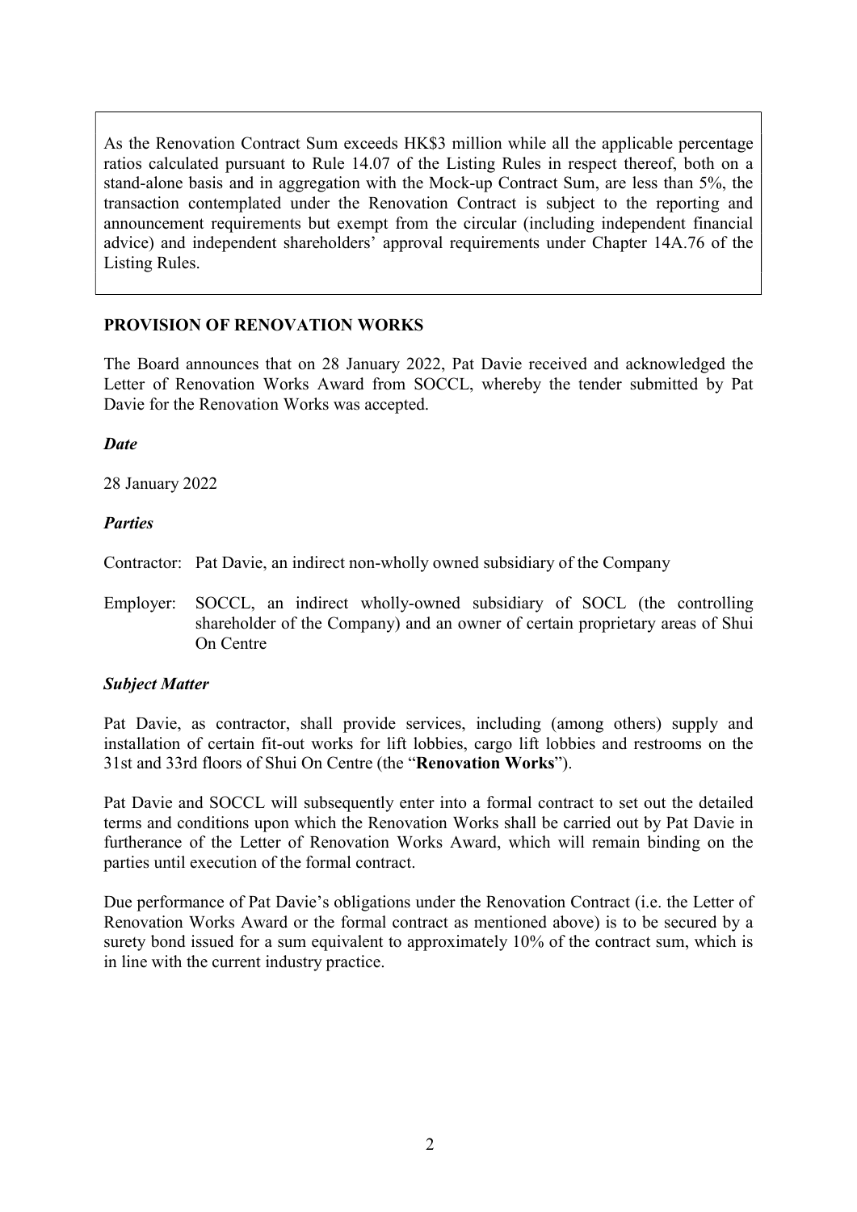As the Renovation Contract Sum exceeds HK$3 million while all the applicable percentage ratios calculated pursuant to Rule 14.07 of the Listing Rules in respect thereof, both on a stand-alone basis and in aggregation with the Mock-up Contract Sum, are less than 5%, the transaction contemplated under the Renovation Contract is subject to the reporting and announcement requirements but exempt from the circular (including independent financial advice) and independent shareholders' approval requirements under Chapter 14A.76 of the Listing Rules.

## PROVISION OF RENOVATION WORKS

The Board announces that on 28 January 2022, Pat Davie received and acknowledged the Letter of Renovation Works Award from SOCCL, whereby the tender submitted by Pat Davie for the Renovation Works was accepted.

***Date***

28 January 2022

***Parties***

Contractor: Pat Davie, an indirect non-wholly owned subsidiary of the Company

Employer: SOCCL, an indirect wholly-owned subsidiary of SOCL (the controlling shareholder of the Company) and an owner of certain proprietary areas of Shui On Centre

***Subject Matter***

Pat Davie, as contractor, shall provide services, including (among others) supply and installation of certain fit-out works for lift lobbies, cargo lift lobbies and restrooms on the 31st and 33rd floors of Shui On Centre (the "**Renovation Works**").

Pat Davie and SOCCL will subsequently enter into a formal contract to set out the detailed terms and conditions upon which the Renovation Works shall be carried out by Pat Davie in furtherance of the Letter of Renovation Works Award, which will remain binding on the parties until execution of the formal contract.

Due performance of Pat Davie's obligations under the Renovation Contract (i.e. the Letter of Renovation Works Award or the formal contract as mentioned above) is to be secured by a surety bond issued for a sum equivalent to approximately 10% of the contract sum, which is in line with the current industry practice.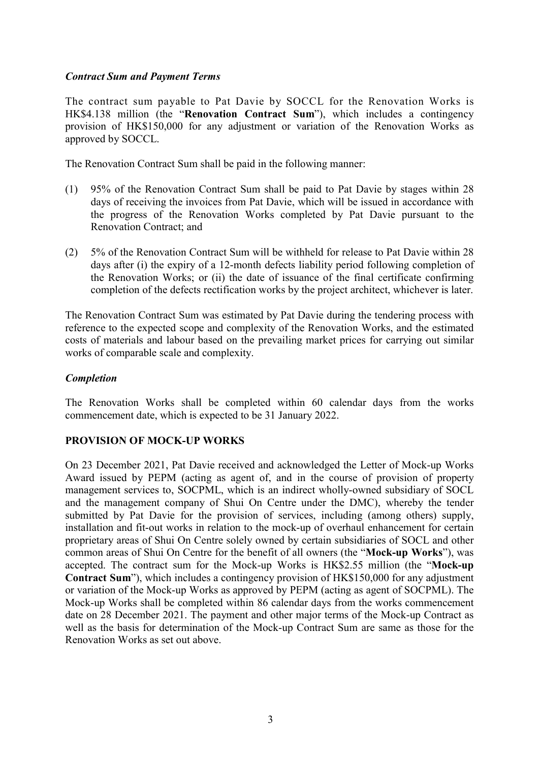### *Contract Sum and Payment Terms*

The contract sum payable to Pat Davie by SOCCL for the Renovation Works is HK$4.138 million (the "**Renovation Contract Sum**"), which includes a contingency provision of HK$150,000 for any adjustment or variation of the Renovation Works as approved by SOCCL.

The Renovation Contract Sum shall be paid in the following manner:

(1) 95% of the Renovation Contract Sum shall be paid to Pat Davie by stages within 28 days of receiving the invoices from Pat Davie, which will be issued in accordance with the progress of the Renovation Works completed by Pat Davie pursuant to the Renovation Contract; and

(2) 5% of the Renovation Contract Sum will be withheld for release to Pat Davie within 28 days after (i) the expiry of a 12-month defects liability period following completion of the Renovation Works; or (ii) the date of issuance of the final certificate confirming completion of the defects rectification works by the project architect, whichever is later.

The Renovation Contract Sum was estimated by Pat Davie during the tendering process with reference to the expected scope and complexity of the Renovation Works, and the estimated costs of materials and labour based on the prevailing market prices for carrying out similar works of comparable scale and complexity.

### *Completion*

The Renovation Works shall be completed within 60 calendar days from the works commencement date, which is expected to be 31 January 2022.

## PROVISION OF MOCK-UP WORKS

On 23 December 2021, Pat Davie received and acknowledged the Letter of Mock-up Works Award issued by PEPM (acting as agent of, and in the course of provision of property management services to, SOCPML, which is an indirect wholly-owned subsidiary of SOCL and the management company of Shui On Centre under the DMC), whereby the tender submitted by Pat Davie for the provision of services, including (among others) supply, installation and fit-out works in relation to the mock-up of overhaul enhancement for certain proprietary areas of Shui On Centre solely owned by certain subsidiaries of SOCL and other common areas of Shui On Centre for the benefit of all owners (the "**Mock-up Works**"), was accepted. The contract sum for the Mock-up Works is HK$2.55 million (the "**Mock-up Contract Sum**"), which includes a contingency provision of HK$150,000 for any adjustment or variation of the Mock-up Works as approved by PEPM (acting as agent of SOCPML). The Mock-up Works shall be completed within 86 calendar days from the works commencement date on 28 December 2021. The payment and other major terms of the Mock-up Contract as well as the basis for determination of the Mock-up Contract Sum are same as those for the Renovation Works as set out above.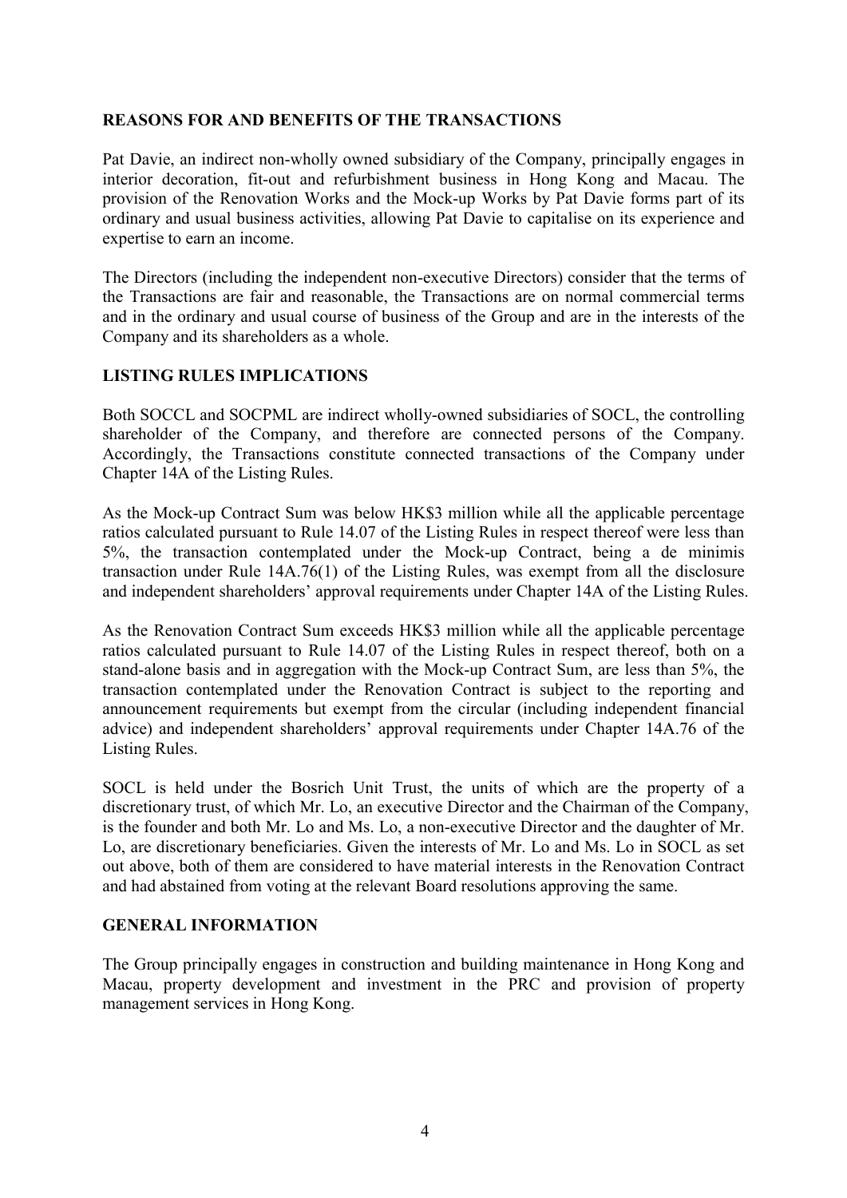## REASONS FOR AND BENEFITS OF THE TRANSACTIONS

Pat Davie, an indirect non-wholly owned subsidiary of the Company, principally engages in interior decoration, fit-out and refurbishment business in Hong Kong and Macau. The provision of the Renovation Works and the Mock-up Works by Pat Davie forms part of its ordinary and usual business activities, allowing Pat Davie to capitalise on its experience and expertise to earn an income.

The Directors (including the independent non-executive Directors) consider that the terms of the Transactions are fair and reasonable, the Transactions are on normal commercial terms and in the ordinary and usual course of business of the Group and are in the interests of the Company and its shareholders as a whole.

## LISTING RULES IMPLICATIONS

Both SOCCL and SOCPML are indirect wholly-owned subsidiaries of SOCL, the controlling shareholder of the Company, and therefore are connected persons of the Company. Accordingly, the Transactions constitute connected transactions of the Company under Chapter 14A of the Listing Rules.

As the Mock-up Contract Sum was below HK$3 million while all the applicable percentage ratios calculated pursuant to Rule 14.07 of the Listing Rules in respect thereof were less than 5%, the transaction contemplated under the Mock-up Contract, being a de minimis transaction under Rule 14A.76(1) of the Listing Rules, was exempt from all the disclosure and independent shareholders' approval requirements under Chapter 14A of the Listing Rules.

As the Renovation Contract Sum exceeds HK$3 million while all the applicable percentage ratios calculated pursuant to Rule 14.07 of the Listing Rules in respect thereof, both on a stand-alone basis and in aggregation with the Mock-up Contract Sum, are less than 5%, the transaction contemplated under the Renovation Contract is subject to the reporting and announcement requirements but exempt from the circular (including independent financial advice) and independent shareholders' approval requirements under Chapter 14A.76 of the Listing Rules.

SOCL is held under the Bosrich Unit Trust, the units of which are the property of a discretionary trust, of which Mr. Lo, an executive Director and the Chairman of the Company, is the founder and both Mr. Lo and Ms. Lo, a non-executive Director and the daughter of Mr. Lo, are discretionary beneficiaries. Given the interests of Mr. Lo and Ms. Lo in SOCL as set out above, both of them are considered to have material interests in the Renovation Contract and had abstained from voting at the relevant Board resolutions approving the same.

## GENERAL INFORMATION

The Group principally engages in construction and building maintenance in Hong Kong and Macau, property development and investment in the PRC and provision of property management services in Hong Kong.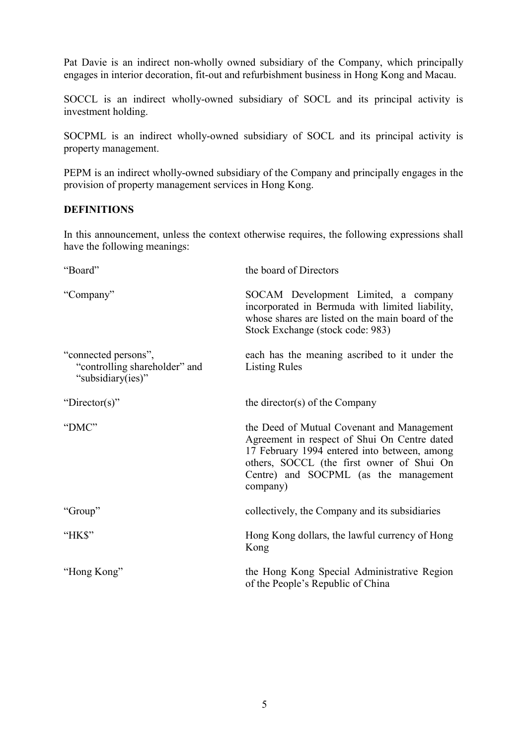Pat Davie is an indirect non-wholly owned subsidiary of the Company, which principally engages in interior decoration, fit-out and refurbishment business in Hong Kong and Macau.

SOCCL is an indirect wholly-owned subsidiary of SOCL and its principal activity is investment holding.

SOCPML is an indirect wholly-owned subsidiary of SOCL and its principal activity is property management.

PEPM is an indirect wholly-owned subsidiary of the Company and principally engages in the provision of property management services in Hong Kong.

**DEFINITIONS**

In this announcement, unless the context otherwise requires, the following expressions shall have the following meanings:

| | |
|---|---|
| "Board" | the board of Directors |
| "Company" | SOCAM Development Limited, a company incorporated in Bermuda with limited liability, whose shares are listed on the main board of the Stock Exchange (stock code: 983) |
| "connected persons", "controlling shareholder" and "subsidiary(ies)" | each has the meaning ascribed to it under the Listing Rules |
| "Director(s)" | the director(s) of the Company |
| "DMC" | the Deed of Mutual Covenant and Management Agreement in respect of Shui On Centre dated 17 February 1994 entered into between, among others, SOCCL (the first owner of Shui On Centre) and SOCPML (as the management company) |
| "Group" | collectively, the Company and its subsidiaries |
| "HK$" | Hong Kong dollars, the lawful currency of Hong Kong |
| "Hong Kong" | the Hong Kong Special Administrative Region of the People's Republic of China |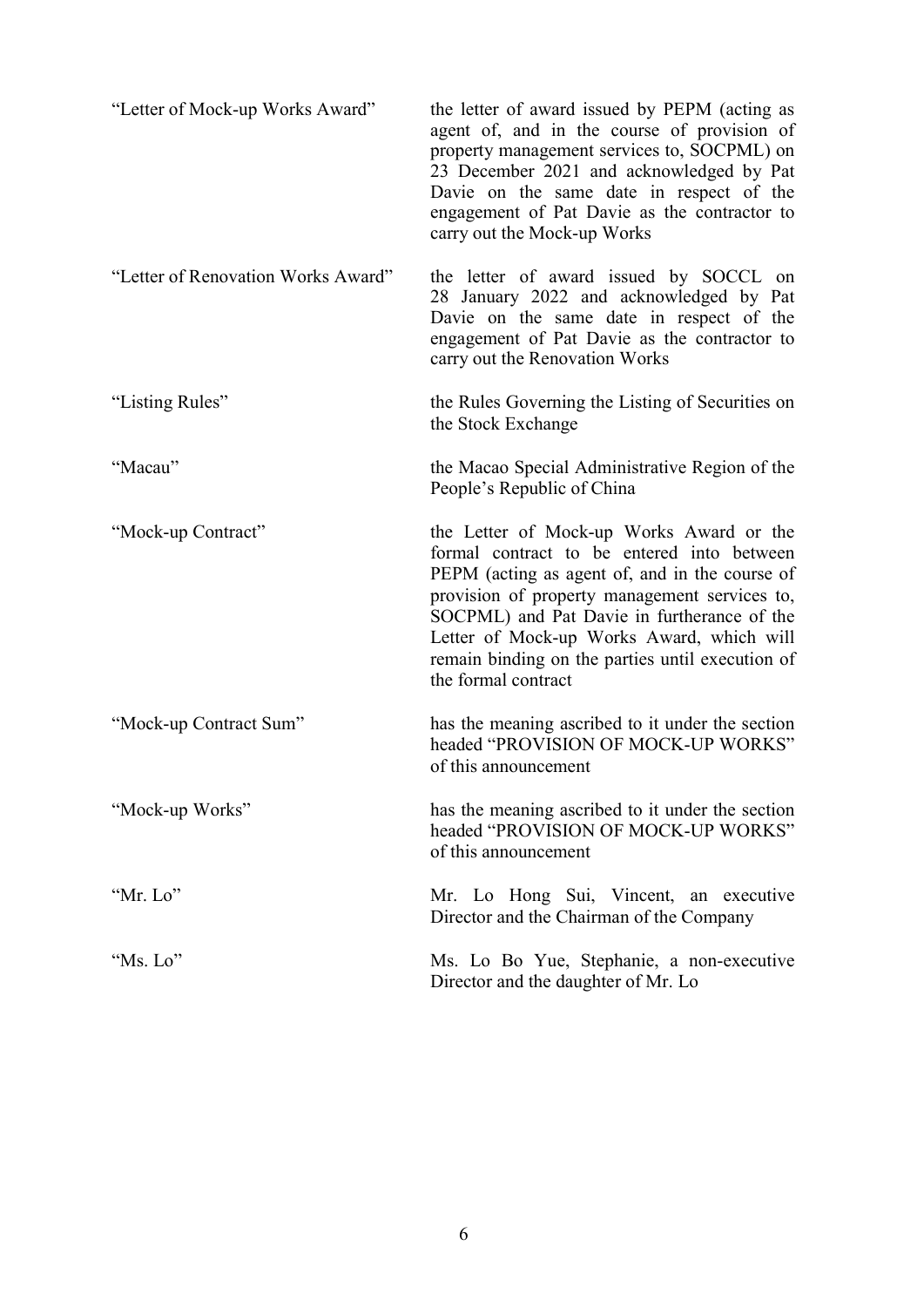| | |
|---|---|
| "Letter of Mock-up Works Award" | the letter of award issued by PEPM (acting as agent of, and in the course of provision of property management services to, SOCPML) on 23 December 2021 and acknowledged by Pat Davie on the same date in respect of the engagement of Pat Davie as the contractor to carry out the Mock-up Works |
| "Letter of Renovation Works Award" | the letter of award issued by SOCCL on 28 January 2022 and acknowledged by Pat Davie on the same date in respect of the engagement of Pat Davie as the contractor to carry out the Renovation Works |
| "Listing Rules" | the Rules Governing the Listing of Securities on the Stock Exchange |
| "Macau" | the Macao Special Administrative Region of the People's Republic of China |
| "Mock-up Contract" | the Letter of Mock-up Works Award or the formal contract to be entered into between PEPM (acting as agent of, and in the course of provision of property management services to, SOCPML) and Pat Davie in furtherance of the Letter of Mock-up Works Award, which will remain binding on the parties until execution of the formal contract |
| "Mock-up Contract Sum" | has the meaning ascribed to it under the section headed "PROVISION OF MOCK-UP WORKS" of this announcement |
| "Mock-up Works" | has the meaning ascribed to it under the section headed "PROVISION OF MOCK-UP WORKS" of this announcement |
| "Mr. Lo" | Mr. Lo Hong Sui, Vincent, an executive Director and the Chairman of the Company |
| "Ms. Lo" | Ms. Lo Bo Yue, Stephanie, a non-executive Director and the daughter of Mr. Lo |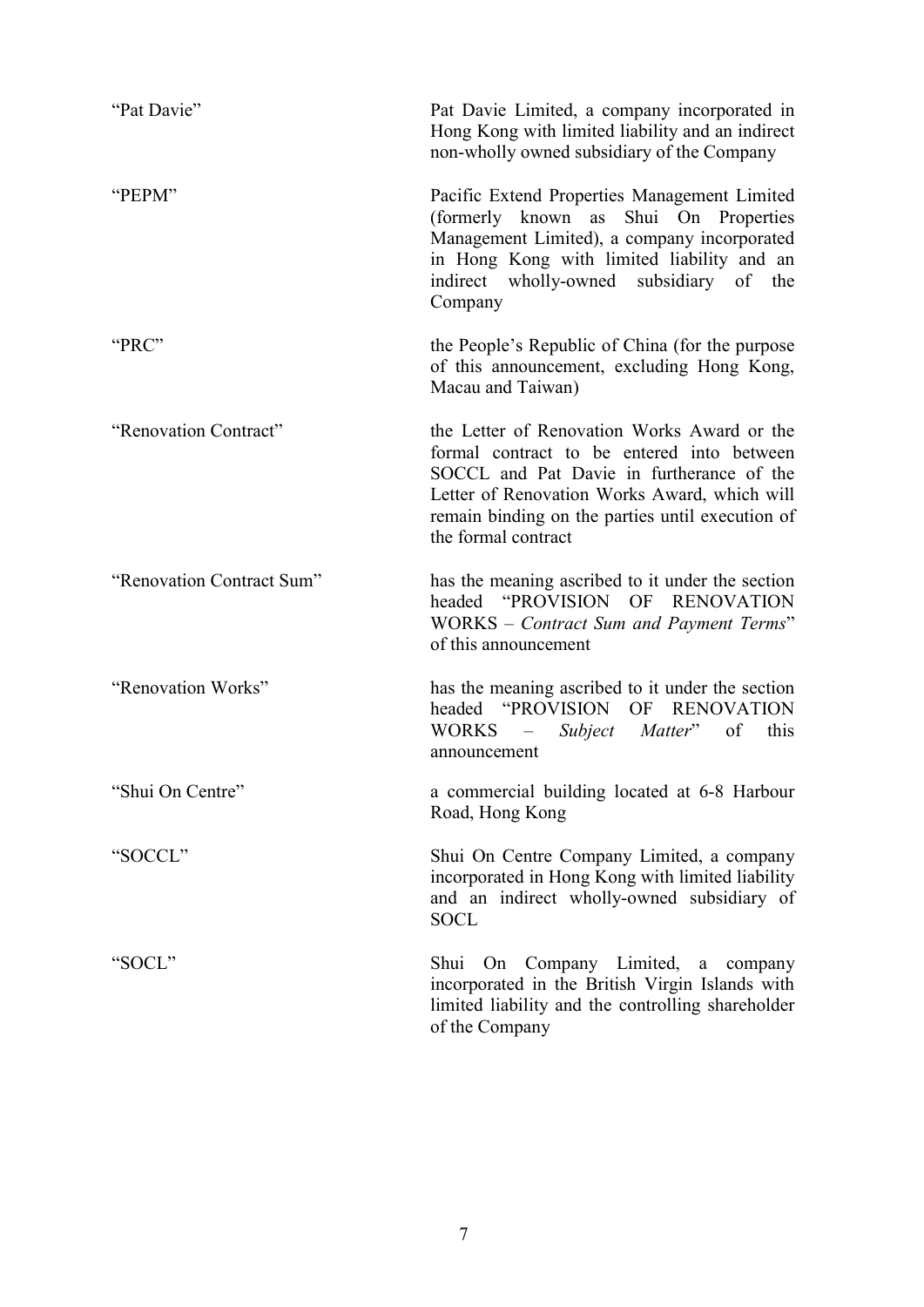| | |
|---|---|
| "Pat Davie" | Pat Davie Limited, a company incorporated in Hong Kong with limited liability and an indirect non-wholly owned subsidiary of the Company |
| "PEPM" | Pacific Extend Properties Management Limited (formerly known as Shui On Properties Management Limited), a company incorporated in Hong Kong with limited liability and an indirect wholly-owned subsidiary of the Company |
| "PRC" | the People's Republic of China (for the purpose of this announcement, excluding Hong Kong, Macau and Taiwan) |
| "Renovation Contract" | the Letter of Renovation Works Award or the formal contract to be entered into between SOCCL and Pat Davie in furtherance of the Letter of Renovation Works Award, which will remain binding on the parties until execution of the formal contract |
| "Renovation Contract Sum" | has the meaning ascribed to it under the section headed "PROVISION OF RENOVATION WORKS – *Contract Sum and Payment Terms*" of this announcement |
| "Renovation Works" | has the meaning ascribed to it under the section headed "PROVISION OF RENOVATION WORKS – *Subject Matter*" of this announcement |
| "Shui On Centre" | a commercial building located at 6-8 Harbour Road, Hong Kong |
| "SOCCL" | Shui On Centre Company Limited, a company incorporated in Hong Kong with limited liability and an indirect wholly-owned subsidiary of SOCL |
| "SOCL" | Shui On Company Limited, a company incorporated in the British Virgin Islands with limited liability and the controlling shareholder of the Company |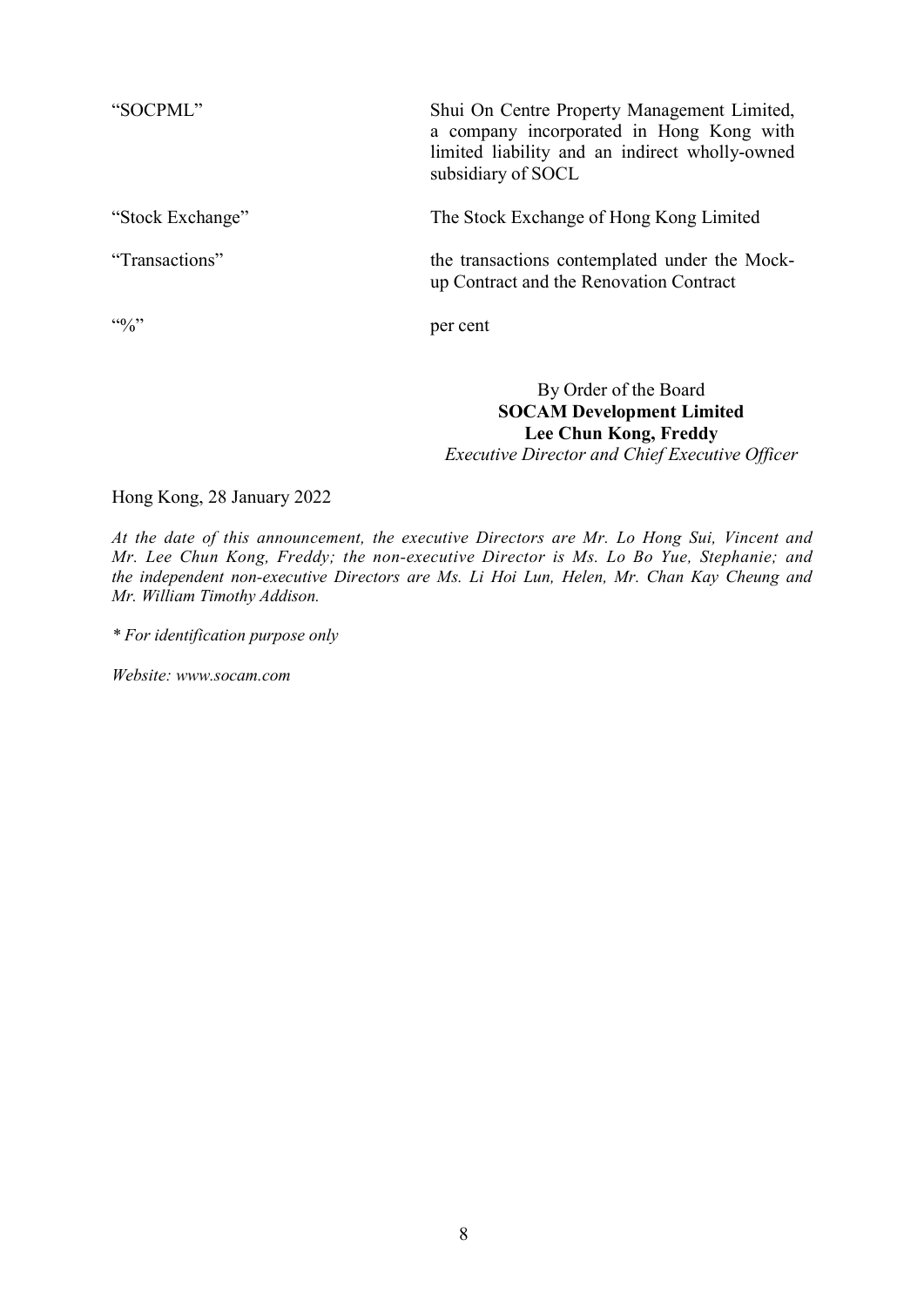| | |
|---|---|
| "SOCPML" | Shui On Centre Property Management Limited, a company incorporated in Hong Kong with limited liability and an indirect wholly-owned subsidiary of SOCL |
| "Stock Exchange" | The Stock Exchange of Hong Kong Limited |
| "Transactions" | the transactions contemplated under the Mock-up Contract and the Renovation Contract |
| "%" | per cent |

By Order of the Board
**SOCAM Development Limited**
**Lee Chun Kong, Freddy**
*Executive Director and Chief Executive Officer*

Hong Kong, 28 January 2022

*At the date of this announcement, the executive Directors are Mr. Lo Hong Sui, Vincent and Mr. Lee Chun Kong, Freddy; the non-executive Director is Ms. Lo Bo Yue, Stephanie; and the independent non-executive Directors are Ms. Li Hoi Lun, Helen, Mr. Chan Kay Cheung and Mr. William Timothy Addison.*

*\* For identification purpose only*

*Website: www.socam.com*